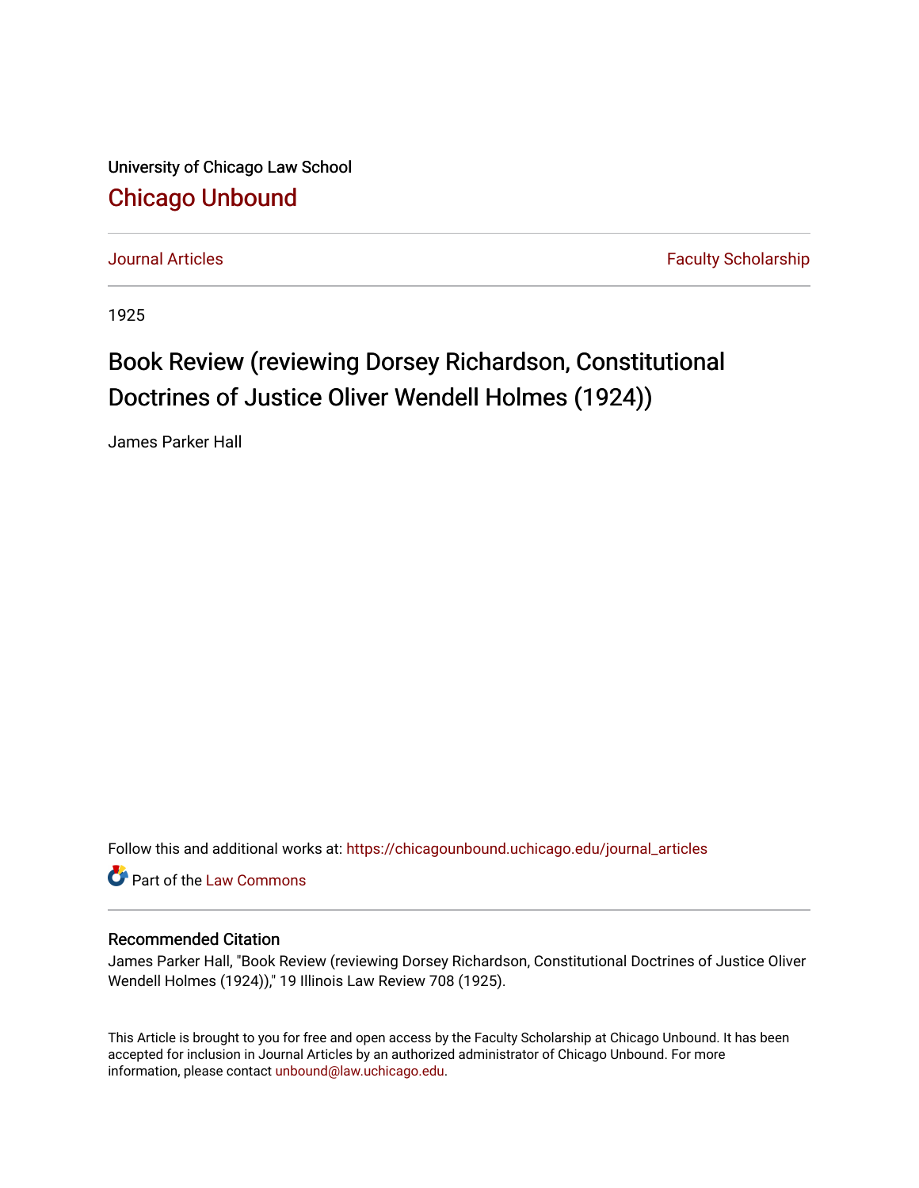University of Chicago Law School

## Chicago Unbound

Journal Articles | Faculty Scholarship

1925

# Book Review (reviewing Dorsey Richardson, Constitutional Doctrines of Justice Oliver Wendell Holmes (1924))

James Parker Hall

Follow this and additional works at: https://chicagounbound.uchicago.edu/journal_articles

Part of the Law Commons

### Recommended Citation

James Parker Hall, "Book Review (reviewing Dorsey Richardson, Constitutional Doctrines of Justice Oliver Wendell Holmes (1924))," 19 Illinois Law Review 708 (1925).

This Article is brought to you for free and open access by the Faculty Scholarship at Chicago Unbound. It has been accepted for inclusion in Journal Articles by an authorized administrator of Chicago Unbound. For more information, please contact unbound@law.uchicago.edu.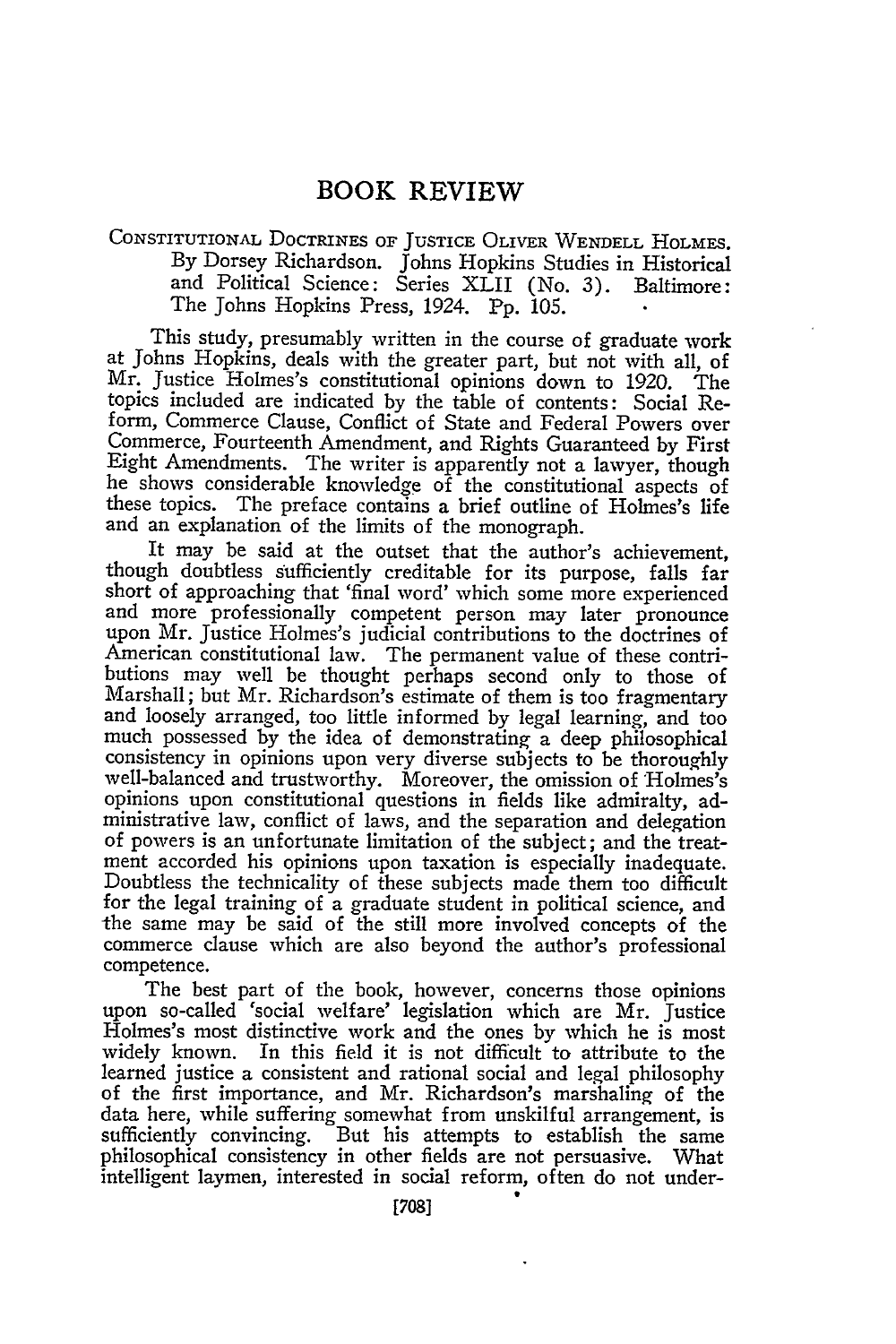# BOOK REVIEW

CONSTITUTIONAL DOCTRINES OF JUSTICE OLIVER WENDELL HOLMES. By Dorsey Richardson. Johns Hopkins Studies in Historical and Political Science: Series XLII (No. 3). Baltimore: The Johns Hopkins Press, 1924. Pp. 105.

This study, presumably written in the course of graduate work at Johns Hopkins, deals with the greater part, but not with all, of Mr. Justice Holmes's constitutional opinions down to 1920. The topics included are indicated by the table of contents: Social Reform, Commerce Clause, Conflict of State and Federal Powers over Commerce, Fourteenth Amendment, and Rights Guaranteed by First Eight Amendments. The writer is apparently not a lawyer, though he shows considerable knowledge of the constitutional aspects of these topics. The preface contains a brief outline of Holmes's life and an explanation of the limits of the monograph.

It may be said at the outset that the author's achievement, though doubtless sufficiently creditable for its purpose, falls far short of approaching that 'final word' which some more experienced and more professionally competent person may later pronounce upon Mr. Justice Holmes's judicial contributions to the doctrines of American constitutional law. The permanent value of these contributions may well be thought perhaps second only to those of Marshall; but Mr. Richardson's estimate of them is too fragmentary and loosely arranged, too little informed by legal learning, and too much possessed by the idea of demonstrating a deep philosophical consistency in opinions upon very diverse subjects to be thoroughly well-balanced and trustworthy. Moreover, the omission of Holmes's opinions upon constitutional questions in fields like admiralty, administrative law, conflict of laws, and the separation and delegation of powers is an unfortunate limitation of the subject; and the treatment accorded his opinions upon taxation is especially inadequate. Doubtless the technicality of these subjects made them too difficult for the legal training of a graduate student in political science, and the same may be said of the still more involved concepts of the commerce clause which are also beyond the author's professional competence.

The best part of the book, however, concerns those opinions upon so-called 'social welfare' legislation which are Mr. Justice Holmes's most distinctive work and the ones by which he is most widely known. In this field it is not difficult to attribute to the learned justice a consistent and rational social and legal philosophy of the first importance, and Mr. Richardson's marshaling of the data here, while suffering somewhat from unskilful arrangement, is sufficiently convincing. But his attempts to establish the same philosophical consistency in other fields are not persuasive. What intelligent laymen, interested in social reform, often do not under-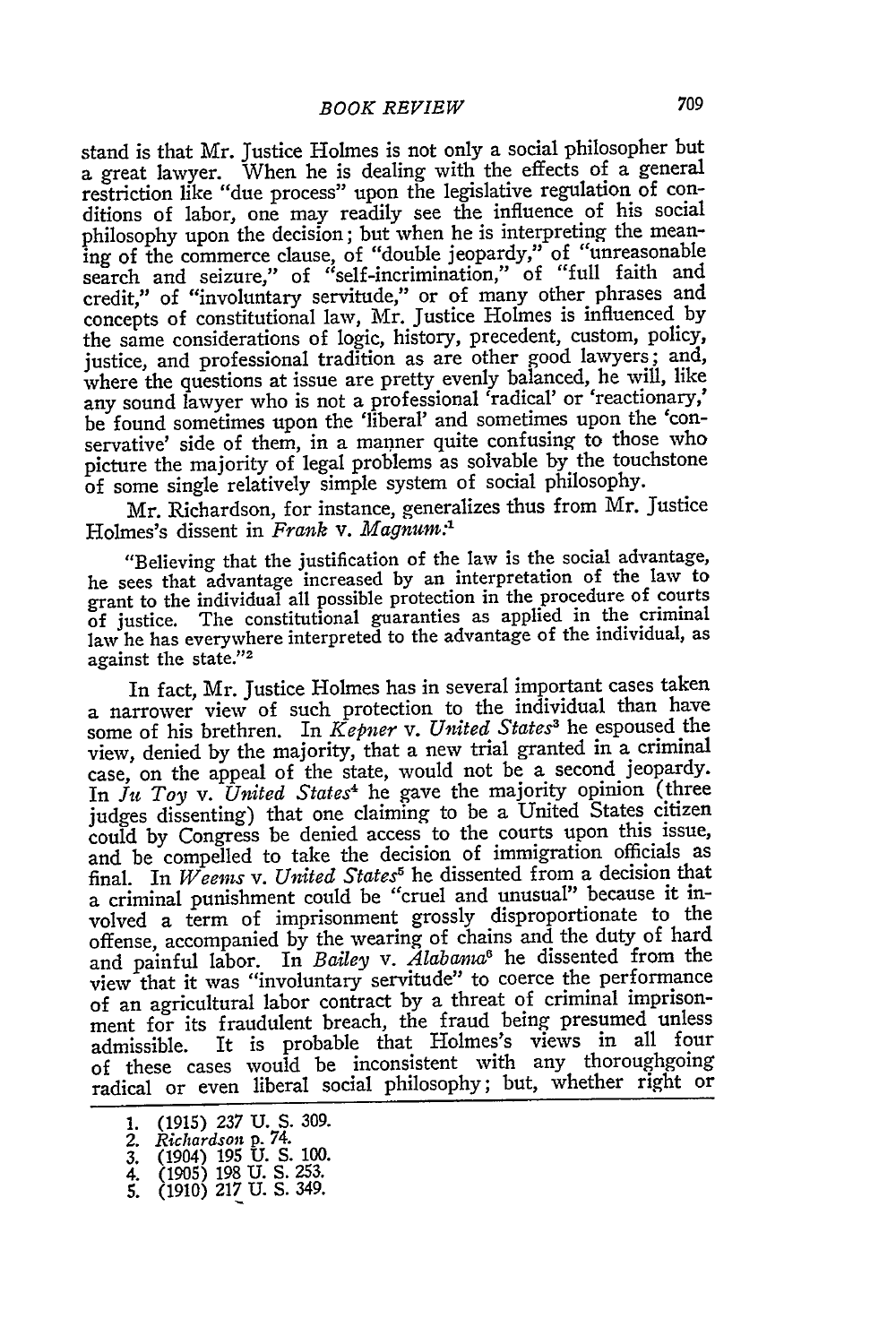stand is that Mr. Justice Holmes is not only a social philosopher but a great lawyer. When he is dealing with the effects of a general restriction like "due process" upon the legislative regulation of conditions of labor, one may readily see the influence of his social philosophy upon the decision; but when he is interpreting the meaning of the commerce clause, of "double jeopardy," of "unreasonable search and seizure," of "self-incrimination," of "full faith and credit," of "involuntary servitude," or of many other phrases and concepts of constitutional law, Mr. Justice Holmes is influenced by the same considerations of logic, history, precedent, custom, policy, justice, and professional tradition as are other good lawyers; and, where the questions at issue are pretty evenly balanced, he will, like any sound lawyer who is not a professional 'radical' or 'reactionary,' be found sometimes upon the 'liberal' and sometimes upon the 'conservative' side of them, in a manner quite confusing to those who picture the majority of legal problems as solvable by the touchstone of some single relatively simple system of social philosophy.

Mr. Richardson, for instance, generalizes thus from Mr. Justice Holmes's dissent in *Frank* v. *Magnum*:[1]

> "Believing that the justification of the law is the social advantage, he sees that advantage increased by an interpretation of the law to grant to the individual all possible protection in the procedure of courts of justice. The constitutional guaranties as applied in the criminal law he has everywhere interpreted to the advantage of the individual, as against the state."[2]

In fact, Mr. Justice Holmes has in several important cases taken a narrower view of such protection to the individual than have some of his brethren. In *Kepner* v. *United States*[3] he espoused the view, denied by the majority, that a new trial granted in a criminal case, on the appeal of the state, would not be a second jeopardy. In *Ju Toy* v. *United States*[4] he gave the majority opinion (three judges dissenting) that one claiming to be a United States citizen could by Congress be denied access to the courts upon this issue, and be compelled to take the decision of immigration officials as final. In *Weems* v. *United States*[5] he dissented from a decision that a criminal punishment could be "cruel and unusual" because it involved a term of imprisonment grossly disproportionate to the offense, accompanied by the wearing of chains and the duty of hard and painful labor. In *Bailey* v. *Alabama*[6] he dissented from the view that it was "involuntary servitude" to coerce the performance of an agricultural labor contract by a threat of criminal imprisonment for its fraudulent breach, the fraud being presumed unless admissible. It is probable that Holmes's views in all four of these cases would be inconsistent with any thoroughgoing radical or even liberal social philosophy; but, whether right or

---

1. (1915) 237 U. S. 309.
2. *Richardson* p. 74.
3. (1904) 195 U. S. 100.
4. (1905) 198 U. S. 253.
5. (1910) 217 U. S. 349.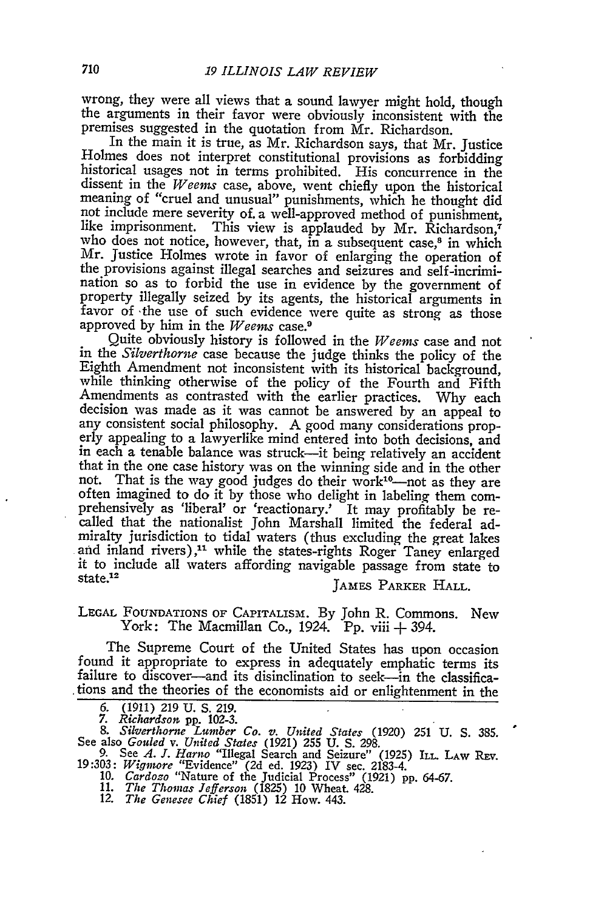wrong, they were all views that a sound lawyer might hold, though the arguments in their favor were obviously inconsistent with the premises suggested in the quotation from Mr. Richardson.

In the main it is true, as Mr. Richardson says, that Mr. Justice Holmes does not interpret constitutional provisions as forbidding historical usages not in terms prohibited. His concurrence in the dissent in the *Weems* case, above, went chiefly upon the historical meaning of "cruel and unusual" punishments, which he thought did not include mere severity of a well-approved method of punishment, like imprisonment. This view is applauded by Mr. Richardson,[7] who does not notice, however, that, in a subsequent case,[8] in which Mr. Justice Holmes wrote in favor of enlarging the operation of the provisions against illegal searches and seizures and self-incrimination so as to forbid the use in evidence by the government of property illegally seized by its agents, the historical arguments in favor of the use of such evidence were quite as strong as those approved by him in the *Weems* case.[9]

Quite obviously history is followed in the *Weems* case and not in the *Silverthorne* case because the judge thinks the policy of the Eighth Amendment not inconsistent with its historical background, while thinking otherwise of the policy of the Fourth and Fifth Amendments as contrasted with the earlier practices. Why each decision was made as it was cannot be answered by an appeal to any consistent social philosophy. A good many considerations properly appealing to a lawyerlike mind entered into both decisions, and in each a tenable balance was struck—it being relatively an accident that in the one case history was on the winning side and in the other not. That is the way good judges do their work[10]—not as they are often imagined to do it by those who delight in labeling them comprehensively as 'liberal' or 'reactionary.' It may profitably be recalled that the nationalist John Marshall limited the federal admiralty jurisdiction to tidal waters (thus excluding the great lakes and inland rivers),[11] while the states-rights Roger Taney enlarged it to include all waters affording navigable passage from state to state.[12]

JAMES PARKER HALL.

LEGAL FOUNDATIONS OF CAPITALISM. By John R. Commons. New York: The Macmillan Co., 1924. Pp. viii + 394.

The Supreme Court of the United States has upon occasion found it appropriate to express in adequately emphatic terms its failure to discover—and its disinclination to seek—in the classifications and the theories of the economists aid or enlightenment in the

---

6. (1911) 219 U. S. 219.
7. *Richardson* pp. 102-3.
8. *Silverthorne Lumber Co. v. United States* (1920) 251 U. S. 385. See also *Gouled v. United States* (1921) 255 U. S. 298.
9. See *A. J. Harno* "Illegal Search and Seizure" (1925) ILL. LAW REV. 19:303: *Wigmore* "Evidence" (2d ed. 1923) IV sec. 2183-4.
10. *Cardozo* "Nature of the Judicial Process" (1921) pp. 64-67.
11. *The Thomas Jefferson* (1825) 10 Wheat. 428.
12. *The Genesee Chief* (1851) 12 How. 443.